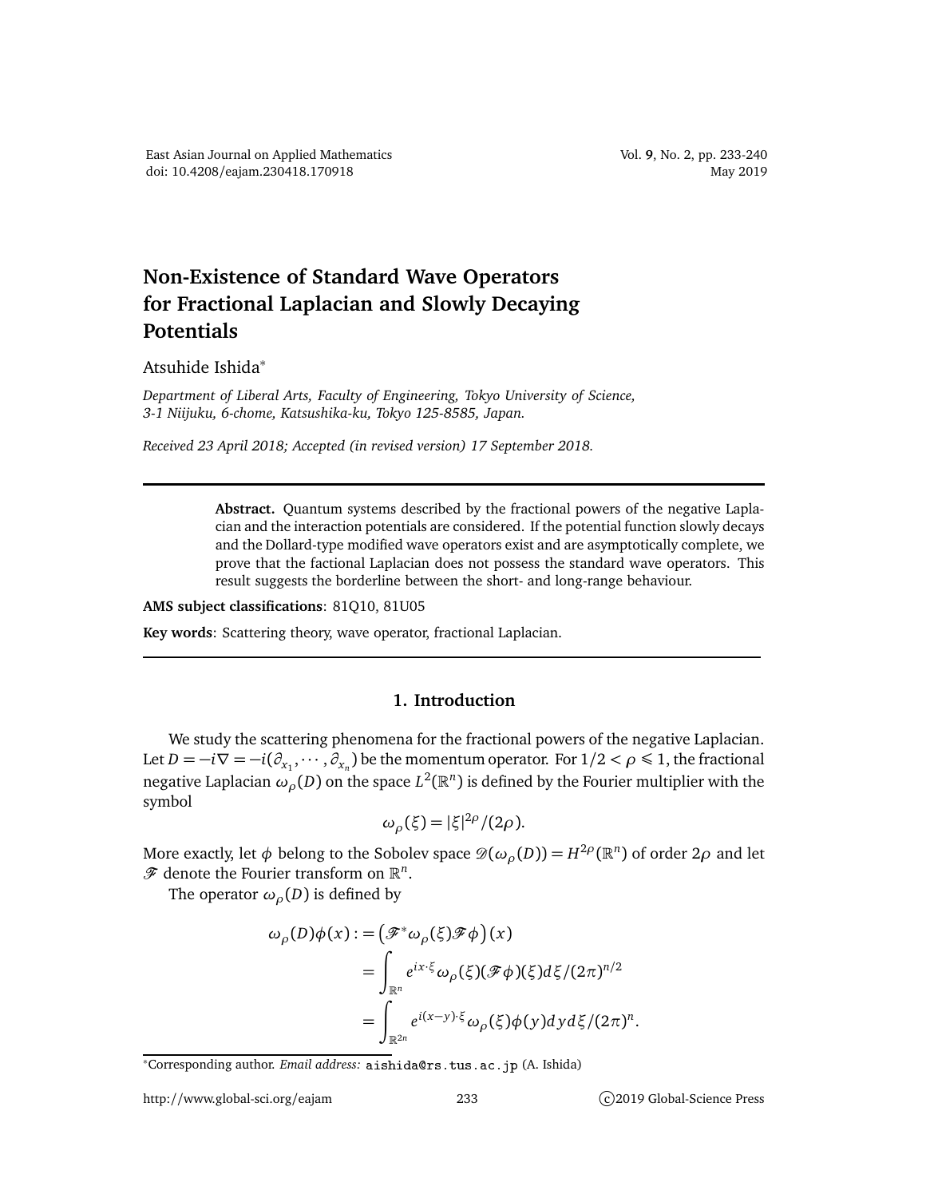# Non-Existence of Standard Wave Operators for Fractional Laplacian and Slowly Decaying Potentials

Atsuhide Ishida*

*Department of Liberal Arts, Faculty of Engineering, Tokyo University of Science, 3-1 Niijuku, 6-chome, Katsushika-ku, Tokyo 125-8585, Japan.*

*Received 23 April 2018; Accepted (in revised version) 17 September 2018.*

---

> **Abstract.** Quantum systems described by the fractional powers of the negative Laplacian and the interaction potentials are considered. If the potential function slowly decays and the Dollard-type modified wave operators exist and are asymptotically complete, we prove that the factional Laplacian does not possess the standard wave operators. This result suggests the borderline between the short- and long-range behaviour.

**AMS subject classifications**: 81Q10, 81U05

**Key words**: Scattering theory, wave operator, fractional Laplacian.

---

## 1. Introduction

We study the scattering phenomena for the fractional powers of the negative Laplacian. Let $D = -i\nabla = -i(\partial_{x_1}, \cdots, \partial_{x_n})$ be the momentum operator. For $1/2 < \rho \leqslant 1$, the fractional negative Laplacian $\omega_\rho(D)$ on the space $L^2(\mathbb{R}^n)$ is defined by the Fourier multiplier with the symbol

$$\omega_\rho(\xi) = |\xi|^{2\rho}/(2\rho).$$

More exactly, let $\phi$ belong to the Sobolev space $\mathscr{D}(\omega_\rho(D)) = H^{2\rho}(\mathbb{R}^n)$ of order $2\rho$ and let $\mathscr{F}$ denote the Fourier transform on $\mathbb{R}^n$.

The operator $\omega_\rho(D)$ is defined by

$$\begin{aligned}
\omega_\rho(D)\phi(x) &:= \left(\mathscr{F}^*\omega_\rho(\xi)\mathscr{F}\phi\right)(x) \\
&= \int_{\mathbb{R}^n} e^{ix\cdot\xi}\omega_\rho(\xi)(\mathscr{F}\phi)(\xi)d\xi/(2\pi)^{n/2} \\
&= \int_{\mathbb{R}^{2n}} e^{i(x-y)\cdot\xi}\omega_\rho(\xi)\phi(y)dyd\xi/(2\pi)^n.
\end{aligned}$$

*Corresponding author. *Email address:* aishida@rs.tus.ac.jp (A. Ishida)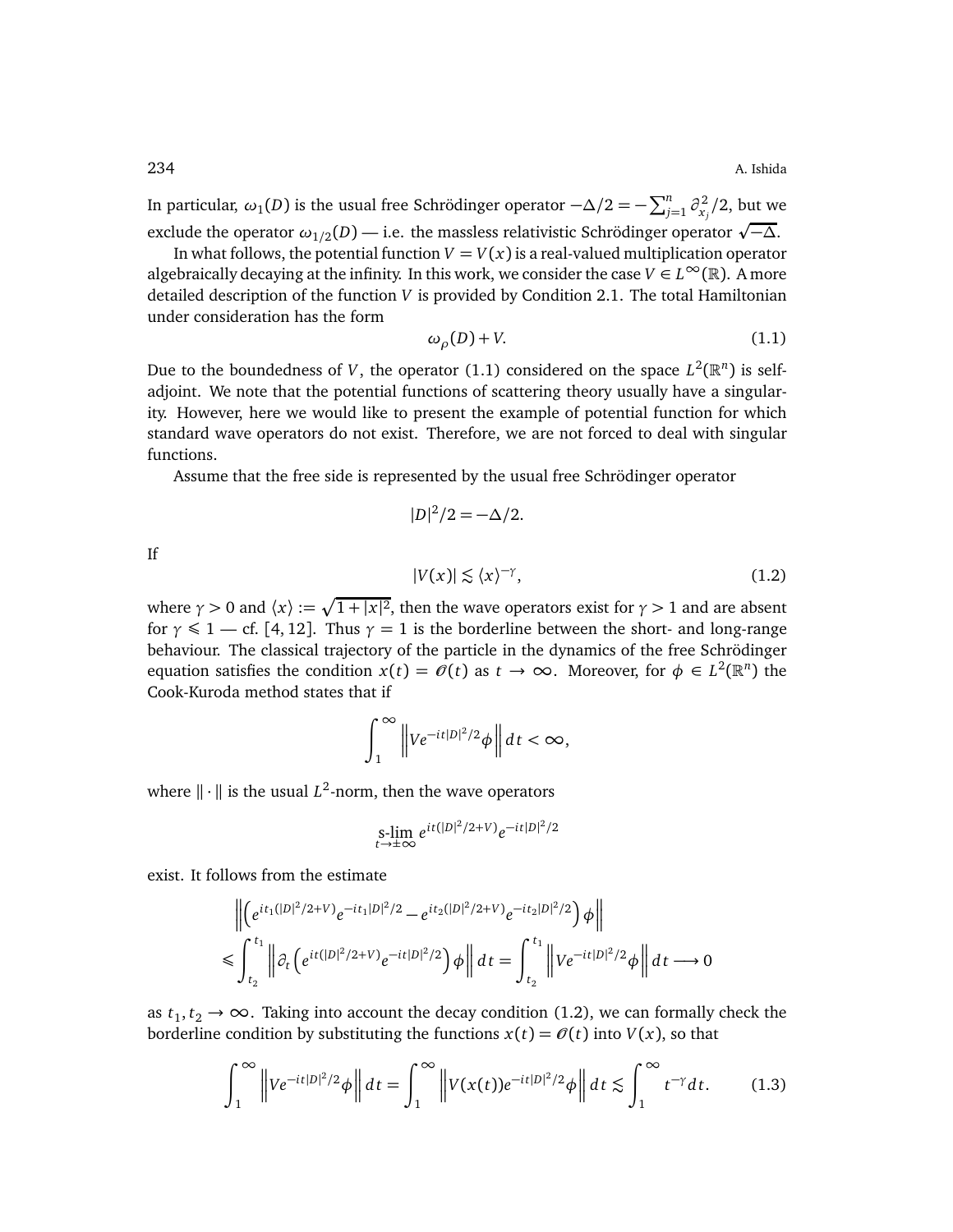In particular, $\omega_1(D)$ is the usual free Schrödinger operator $-\Delta/2 = -\sum_{j=1}^n \partial_{x_j}^2/2$, but we exclude the operator $\omega_{1/2}(D)$ — i.e. the massless relativistic Schrödinger operator $\sqrt{-\Delta}$.

In what follows, the potential function $V = V(x)$ is a real-valued multiplication operator algebraically decaying at the infinity. In this work, we consider the case $V \in L^\infty(\mathbb{R})$. A more detailed description of the function $V$ is provided by Condition 2.1. The total Hamiltonian under consideration has the form

$$\omega_\rho(D) + V. \tag{1.1}$$

Due to the boundedness of $V$, the operator (1.1) considered on the space $L^2(\mathbb{R}^n)$ is self-adjoint. We note that the potential functions of scattering theory usually have a singularity. However, here we would like to present the example of potential function for which standard wave operators do not exist. Therefore, we are not forced to deal with singular functions.

Assume that the free side is represented by the usual free Schrödinger operator

$$|D|^2/2 = -\Delta/2.$$

If

$$|V(x)| \lesssim \langle x \rangle^{-\gamma}, \tag{1.2}$$

where $\gamma > 0$ and $\langle x \rangle := \sqrt{1 + |x|^2}$, then the wave operators exist for $\gamma > 1$ and are absent for $\gamma \leqslant 1$ — cf. [4, 12]. Thus $\gamma = 1$ is the borderline between the short- and long-range behaviour. The classical trajectory of the particle in the dynamics of the free Schrödinger equation satisfies the condition $x(t) = \mathcal{O}(t)$ as $t \to \infty$. Moreover, for $\phi \in L^2(\mathbb{R}^n)$ the Cook-Kuroda method states that if

$$\int_1^\infty \left\| V e^{-it|D|^2/2} \phi \right\| dt < \infty,$$

where $\|\cdot\|$ is the usual $L^2$-norm, then the wave operators

$$\operatorname*{s-lim}_{t \to \pm\infty} e^{it(|D|^2/2+V)} e^{-it|D|^2/2}$$

exist. It follows from the estimate

$$\begin{aligned}
&\left\| \left( e^{it_1(|D|^2/2+V)} e^{-it_1|D|^2/2} - e^{it_2(|D|^2/2+V)} e^{-it_2|D|^2/2} \right) \phi \right\| \\
&\leqslant \int_{t_2}^{t_1} \left\| \partial_t \left( e^{it(|D|^2/2+V)} e^{-it|D|^2/2} \right) \phi \right\| dt = \int_{t_2}^{t_1} \left\| V e^{-it|D|^2/2} \phi \right\| dt \longrightarrow 0
\end{aligned}$$

as $t_1, t_2 \to \infty$. Taking into account the decay condition (1.2), we can formally check the borderline condition by substituting the functions $x(t) = \mathcal{O}(t)$ into $V(x)$, so that

$$\int_1^\infty \left\| V e^{-it|D|^2/2} \phi \right\| dt = \int_1^\infty \left\| V(x(t)) e^{-it|D|^2/2} \phi \right\| dt \lesssim \int_1^\infty t^{-\gamma} dt. \tag{1.3}$$